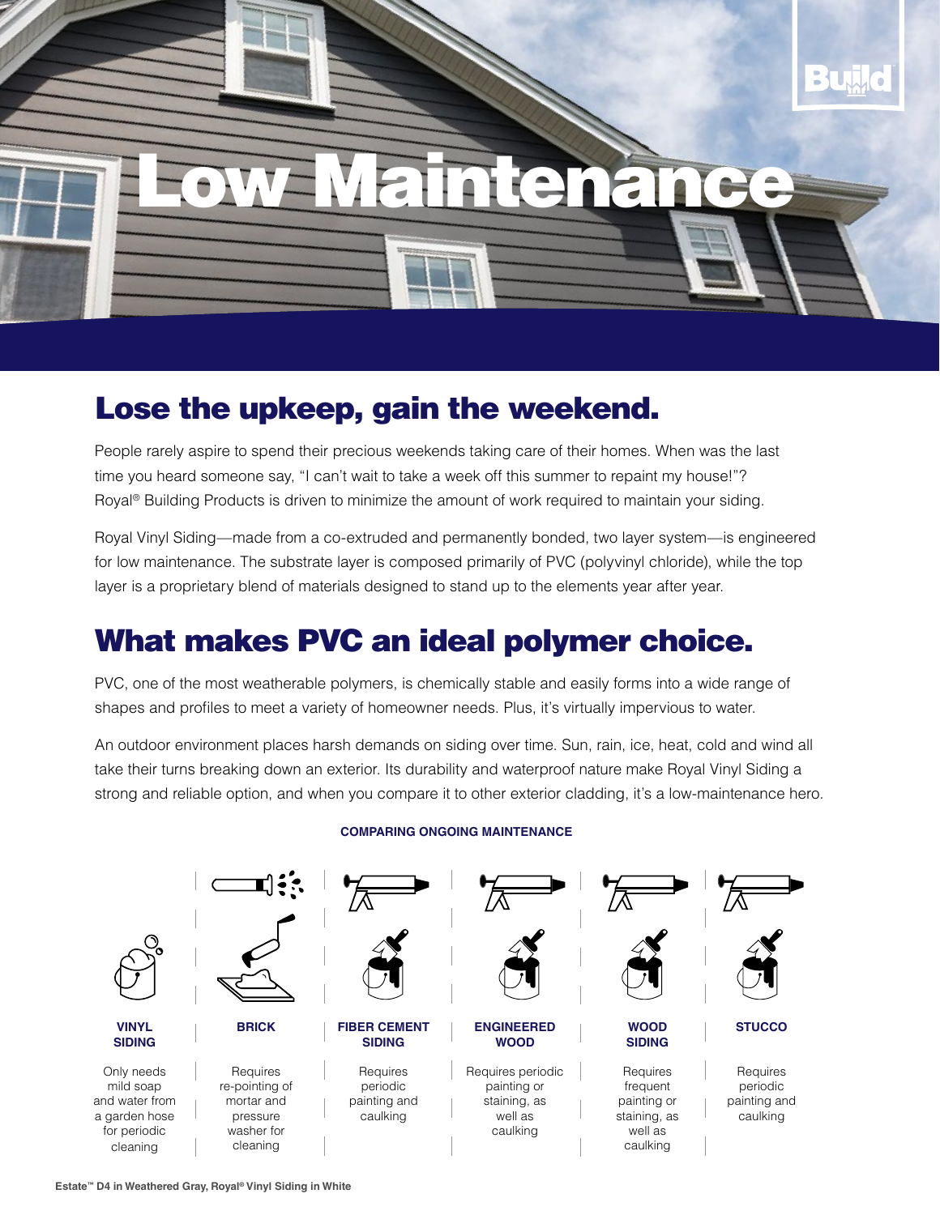# Low Maintenance

## Lose the upkeep, gain the weekend.

People rarely aspire to spend their precious weekends taking care of their homes. When was the last time you heard someone say, "I can't wait to take a week off this summer to repaint my house!"? Royal® Building Products is driven to minimize the amount of work required to maintain your siding.

Royal Vinyl Siding—made from a co-extruded and permanently bonded, two layer system—is engineered for low maintenance. The substrate layer is composed primarily of PVC (polyvinyl chloride), while the top layer is a proprietary blend of materials designed to stand up to the elements year after year.

## What makes PVC an ideal polymer choice.

PVC, one of the most weatherable polymers, is chemically stable and easily forms into a wide range of shapes and profiles to meet a variety of homeowner needs. Plus, it's virtually impervious to water.

An outdoor environment places harsh demands on siding over time. Sun, rain, ice, heat, cold and wind all take their turns breaking down an exterior. Its durability and waterproof nature make Royal Vinyl Siding a strong and reliable option, and when you compare it to other exterior cladding, it's a low-maintenance hero.

**COMPARING ONGOING MAINTENANCE**

| VINYL SIDING | BRICK | FIBER CEMENT SIDING | ENGINEERED WOOD | WOOD SIDING | STUCCO |
|---|---|---|---|---|---|
| Only needs mild soap and water from a garden hose for periodic cleaning | Requires re-pointing of mortar and pressure washer for cleaning | Requires periodic painting and caulking | Requires periodic painting or staining, as well as caulking | Requires frequent painting or staining, as well as caulking | Requires periodic painting and caulking |

Estate™ D4 in Weathered Gray, Royal® Vinyl Siding in White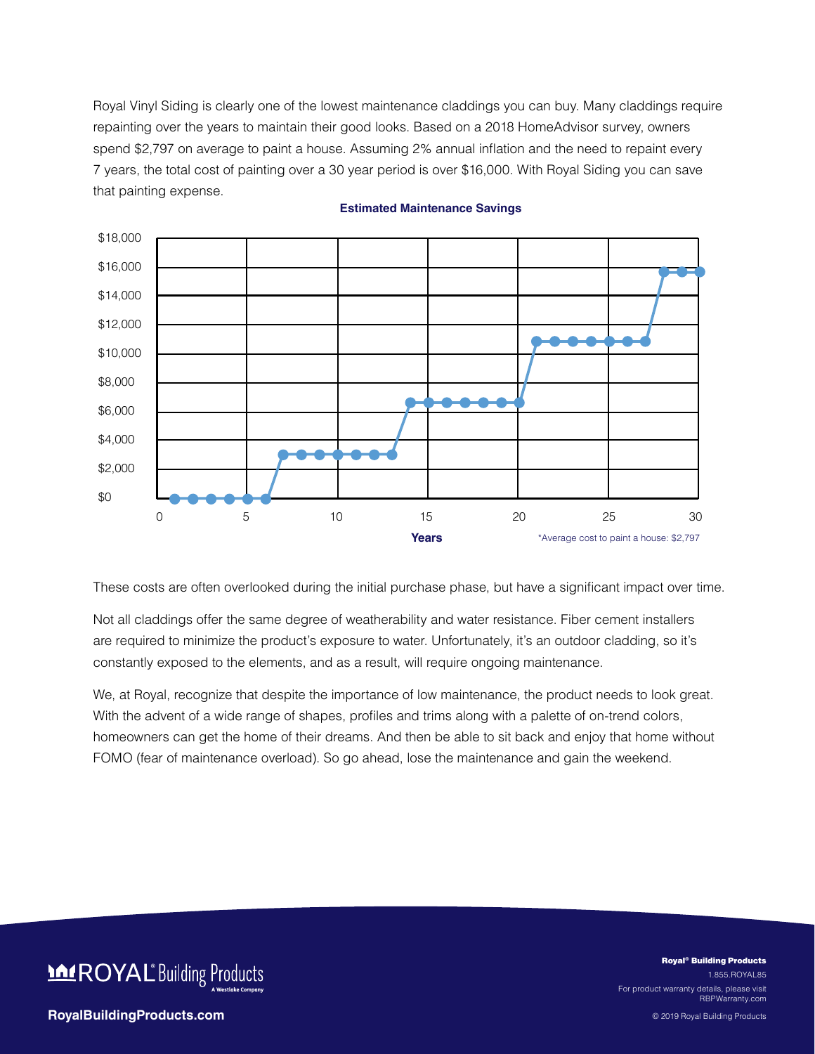Royal Vinyl Siding is clearly one of the lowest maintenance claddings you can buy. Many claddings require repainting over the years to maintain their good looks. Based on a 2018 HomeAdvisor survey, owners spend $2,797 on average to paint a house. Assuming 2% annual inflation and the need to repaint every 7 years, the total cost of painting over a 30 year period is over $16,000. With Royal Siding you can save that painting expense.

**Estimated Maintenance Savings**

$18,000
$16,000
$14,000
$12,000
$10,000
$8,000
$6,000
$4,000
$2,000
$0

0 5 10 15 20 25 30

**Years**

*Average cost to paint a house: $2,797

These costs are often overlooked during the initial purchase phase, but have a significant impact over time.

Not all claddings offer the same degree of weatherability and water resistance. Fiber cement installers are required to minimize the product's exposure to water. Unfortunately, it's an outdoor cladding, so it's constantly exposed to the elements, and as a result, will require ongoing maintenance.

We, at Royal, recognize that despite the importance of low maintenance, the product needs to look great. With the advent of a wide range of shapes, profiles and trims along with a palette of on-trend colors, homeowners can get the home of their dreams. And then be able to sit back and enjoy that home without FOMO (fear of maintenance overload). So go ahead, lose the maintenance and gain the weekend.

ROYAL® Building Products
A Westlake Company

**RoyalBuildingProducts.com**

**Royal® Building Products**
1.855.ROYAL85
For product warranty details, please visit RBPWarranty.com

© 2019 Royal Building Products